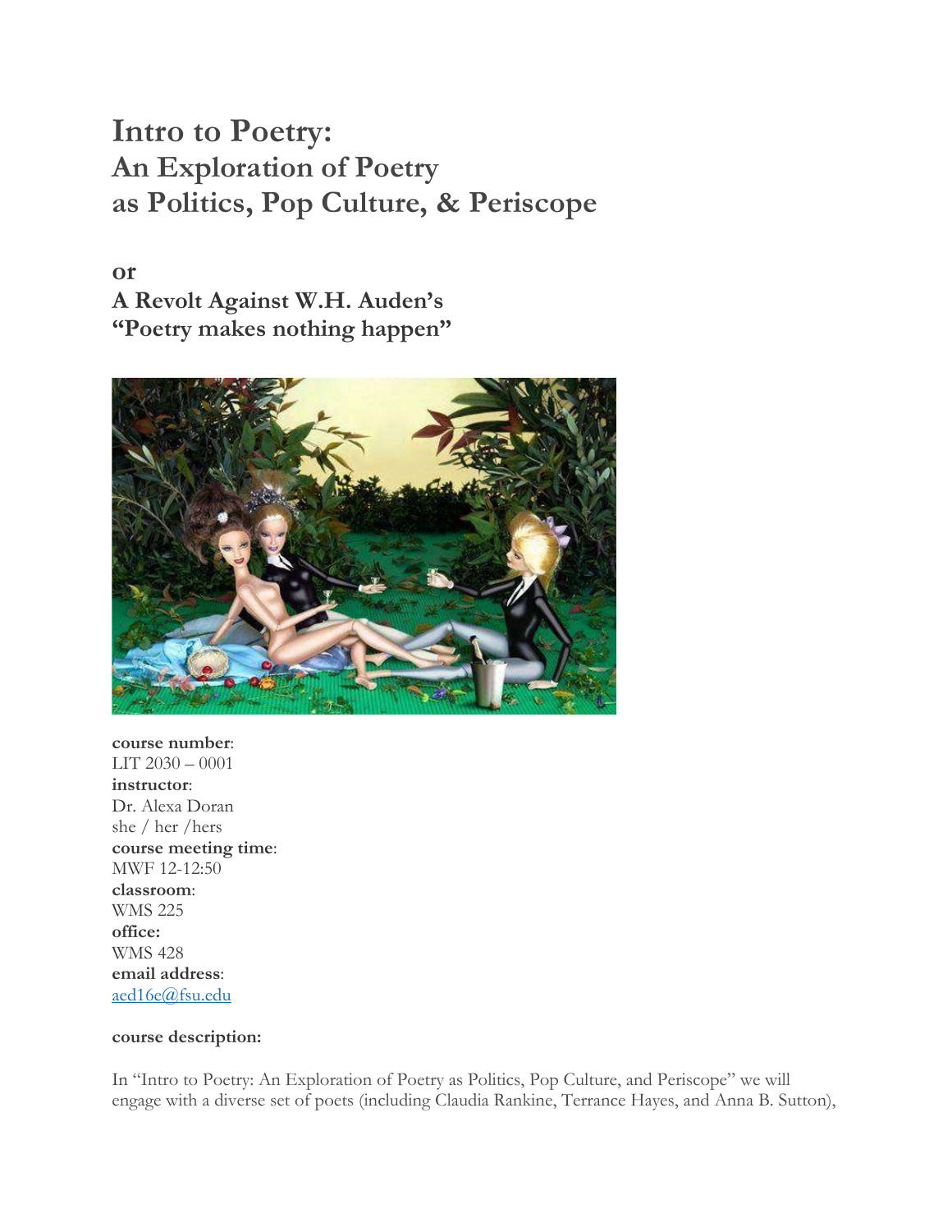# Intro to Poetry:
# An Exploration of Poetry as Politics, Pop Culture, & Periscope

## or

## A Revolt Against W.H. Auden's "Poetry makes nothing happen"

**course number**:
LIT 2030 – 0001
**instructor**:
Dr. Alexa Doran
she / her /hers
**course meeting time**:
MWF 12-12:50
**classroom**:
WMS 225
**office:**
WMS 428
**email address**:
aed16e@fsu.edu

**course description:**

In "Intro to Poetry: An Exploration of Poetry as Politics, Pop Culture, and Periscope" we will engage with a diverse set of poets (including Claudia Rankine, Terrance Hayes, and Anna B. Sutton),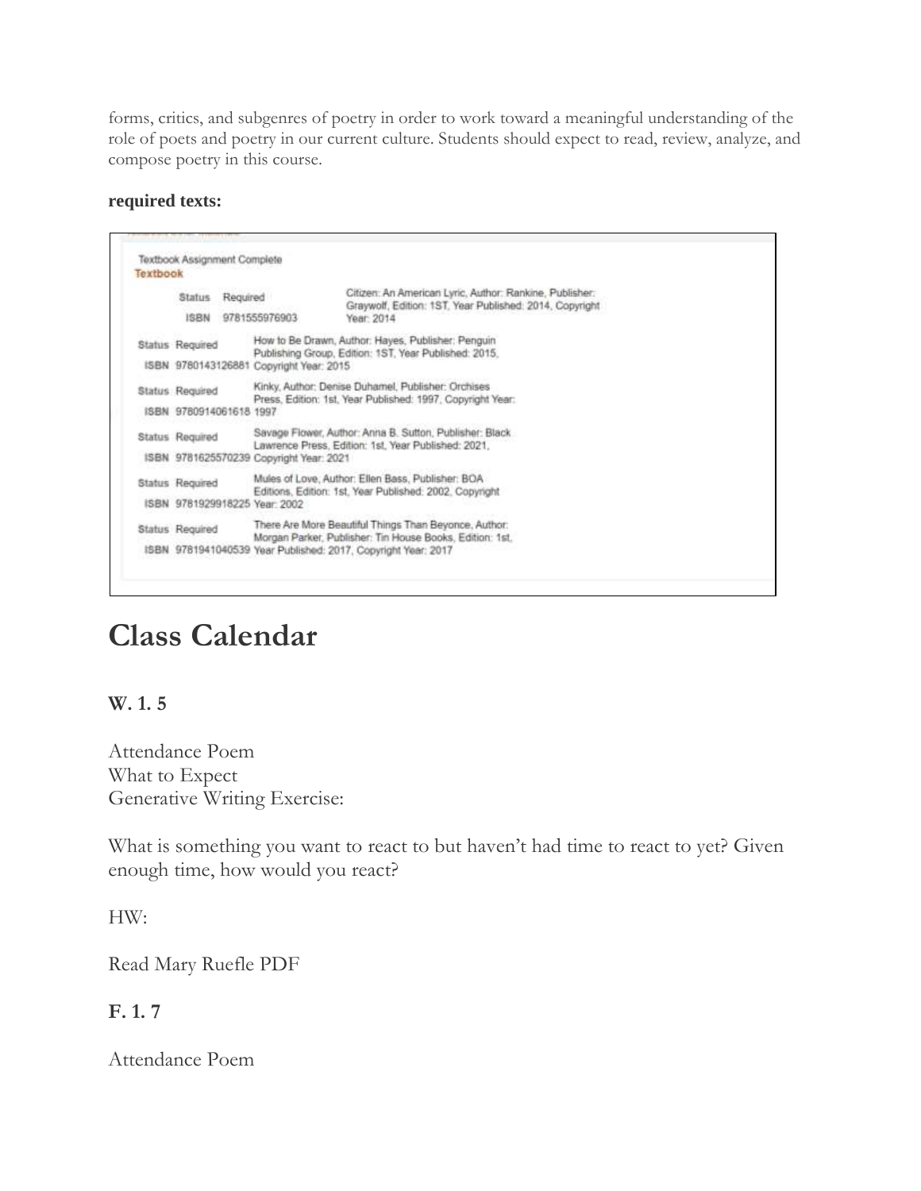forms, critics, and subgenres of poetry in order to work toward a meaningful understanding of the role of poets and poetry in our current culture. Students should expect to read, review, analyze, and compose poetry in this course.

**required texts:**

Textbook Assignment Complete

**Textbook**

| Status | ISBN | Details |
| --- | --- | --- |
| Required | 9781555976903 | Citizen: An American Lyric, Author: Rankine, Publisher: Graywolf, Edition: 1ST, Year Published: 2014, Copyright Year: 2014 |
| Required | 9780143126881 | How to Be Drawn, Author: Hayes, Publisher: Penguin Publishing Group, Edition: 1ST, Year Published: 2015, Copyright Year: 2015 |
| Required | 9780914061618 | Kinky, Author: Denise Duhamel, Publisher: Orchises Press, Edition: 1st, Year Published: 1997, Copyright Year: 1997 |
| Required | 9781625570239 | Savage Flower, Author: Anna B. Sutton, Publisher: Black Lawrence Press, Edition: 1st, Year Published: 2021, Copyright Year: 2021 |
| Required | 9781929918225 | Mules of Love, Author: Ellen Bass, Publisher: BOA Editions, Edition: 1st, Year Published: 2002, Copyright Year: 2002 |
| Required | 9781941040539 | There Are More Beautiful Things Than Beyonce, Author: Morgan Parker, Publisher: Tin House Books, Edition: 1st, Year Published: 2017, Copyright Year: 2017 |

# Class Calendar

**W. 1. 5**

Attendance Poem
What to Expect
Generative Writing Exercise:

What is something you want to react to but haven't had time to react to yet? Given enough time, how would you react?

HW:

Read Mary Ruefle PDF

**F. 1. 7**

Attendance Poem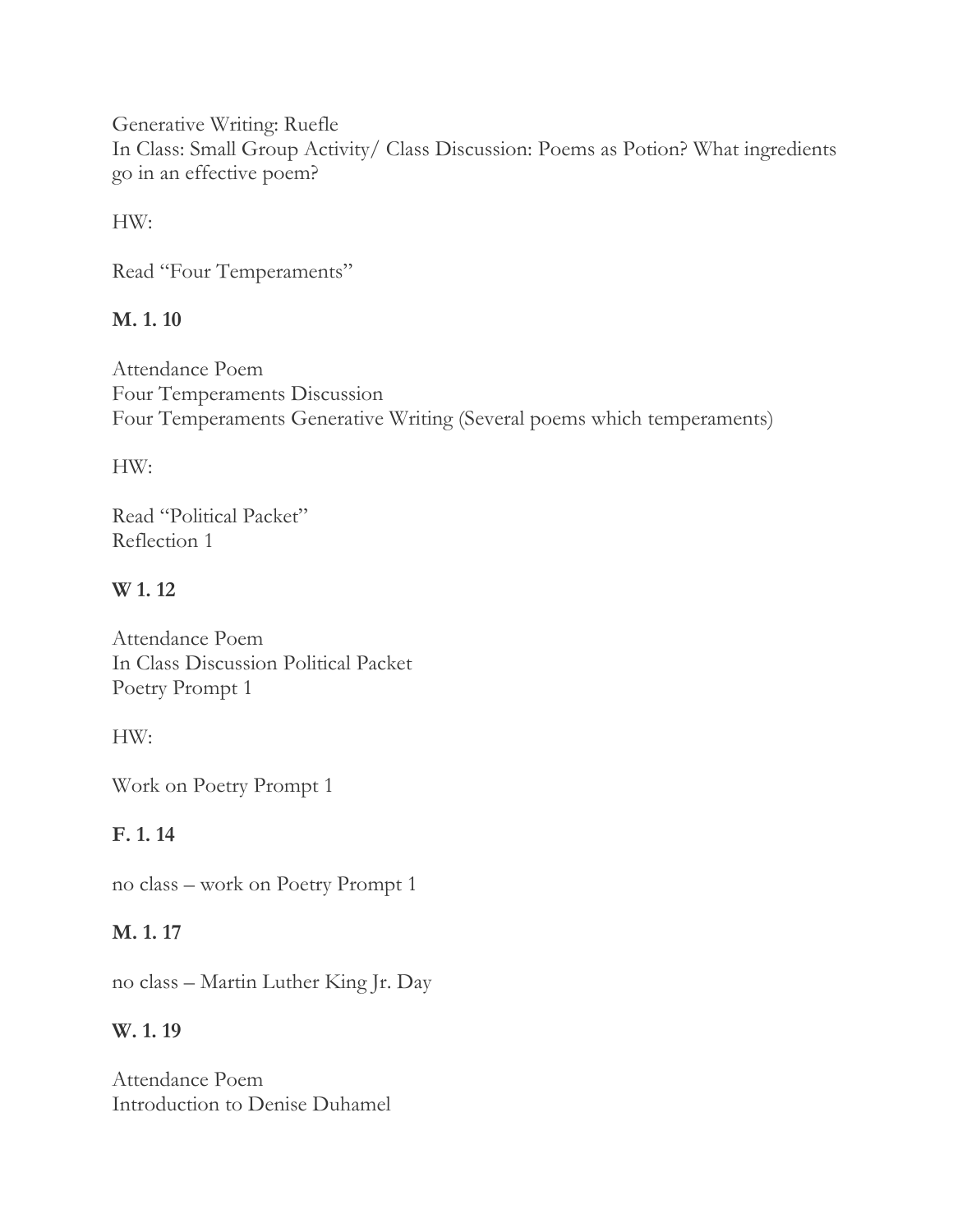Generative Writing: Ruefle
In Class: Small Group Activity/ Class Discussion: Poems as Potion? What ingredients go in an effective poem?

HW:

Read "Four Temperaments"

**M. 1. 10**

Attendance Poem
Four Temperaments Discussion
Four Temperaments Generative Writing (Several poems which temperaments)

HW:

Read "Political Packet"
Reflection 1

**W 1. 12**

Attendance Poem
In Class Discussion Political Packet
Poetry Prompt 1

HW:

Work on Poetry Prompt 1

**F. 1. 14**

no class – work on Poetry Prompt 1

**M. 1. 17**

no class – Martin Luther King Jr. Day

**W. 1. 19**

Attendance Poem
Introduction to Denise Duhamel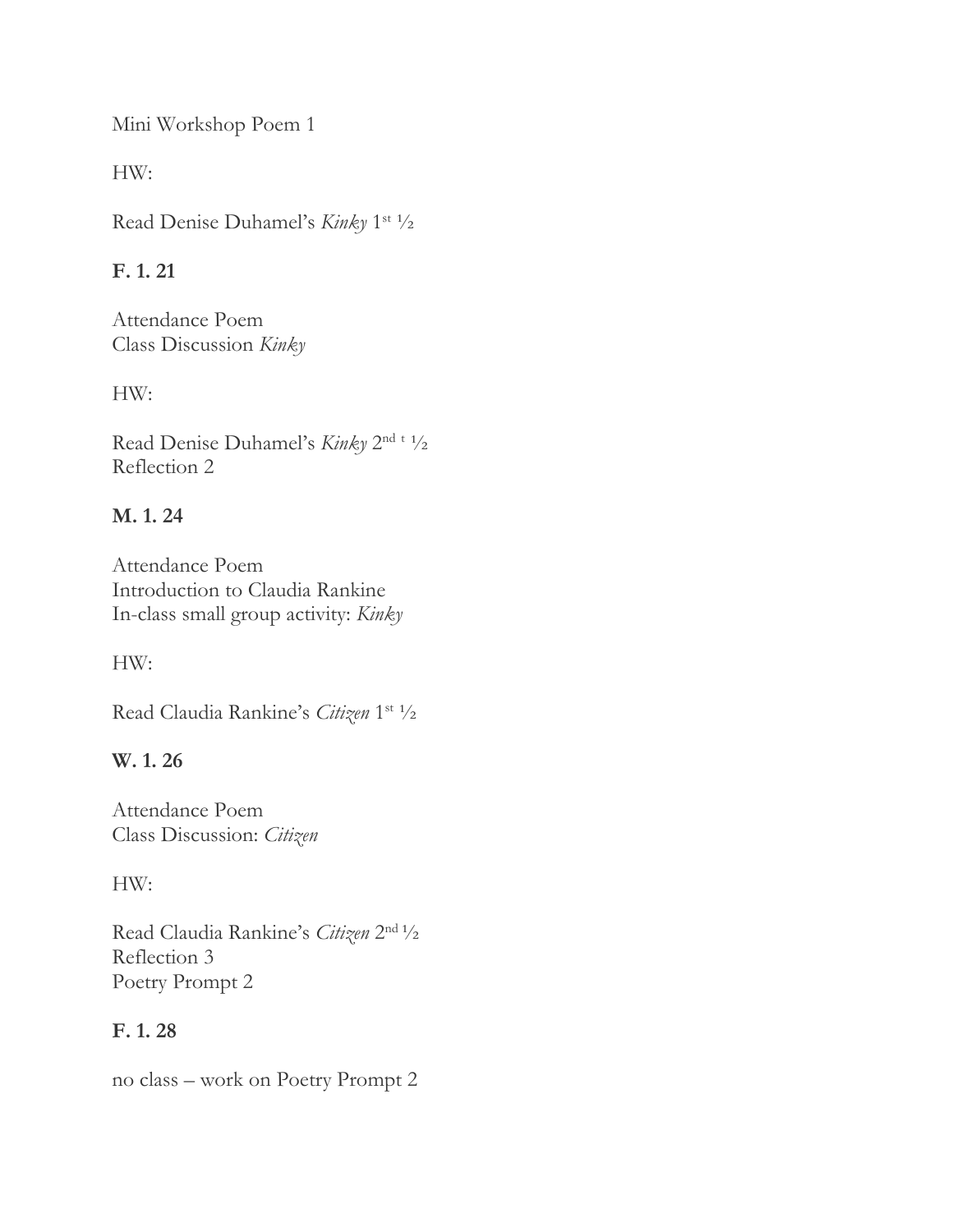Mini Workshop Poem 1

HW:

Read Denise Duhamel's *Kinky* 1st ½

**F. 1. 21**

Attendance Poem
Class Discussion *Kinky*

HW:

Read Denise Duhamel's *Kinky* 2nd t ½
Reflection 2

**M. 1. 24**

Attendance Poem
Introduction to Claudia Rankine
In-class small group activity: *Kinky*

HW:

Read Claudia Rankine's *Citizen* 1st ½

**W. 1. 26**

Attendance Poem
Class Discussion: *Citizen*

HW:

Read Claudia Rankine's *Citizen* 2nd ½
Reflection 3
Poetry Prompt 2

**F. 1. 28**

no class – work on Poetry Prompt 2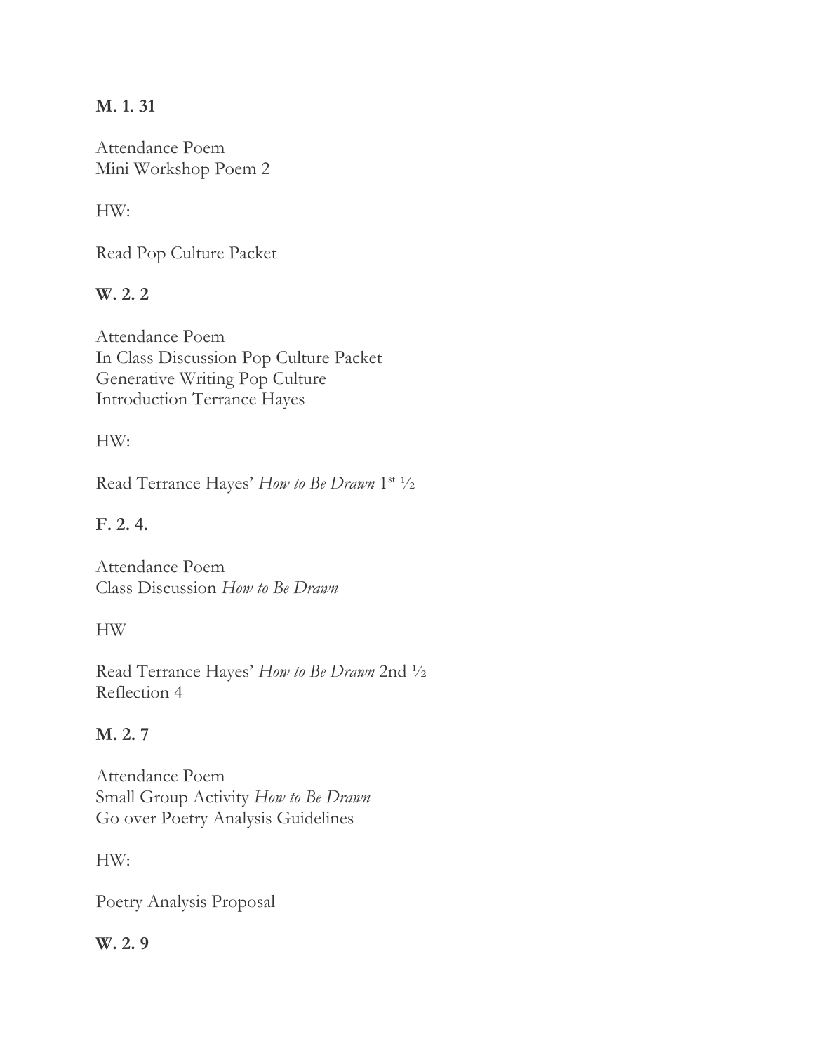**M. 1. 31**

Attendance Poem
Mini Workshop Poem 2

HW:

Read Pop Culture Packet

**W. 2. 2**

Attendance Poem
In Class Discussion Pop Culture Packet
Generative Writing Pop Culture
Introduction Terrance Hayes

HW:

Read Terrance Hayes' *How to Be Drawn* 1st ½

**F. 2. 4.**

Attendance Poem
Class Discussion *How to Be Drawn*

HW

Read Terrance Hayes' *How to Be Drawn* 2nd ½
Reflection 4

**M. 2. 7**

Attendance Poem
Small Group Activity *How to Be Drawn*
Go over Poetry Analysis Guidelines

HW:

Poetry Analysis Proposal

**W. 2. 9**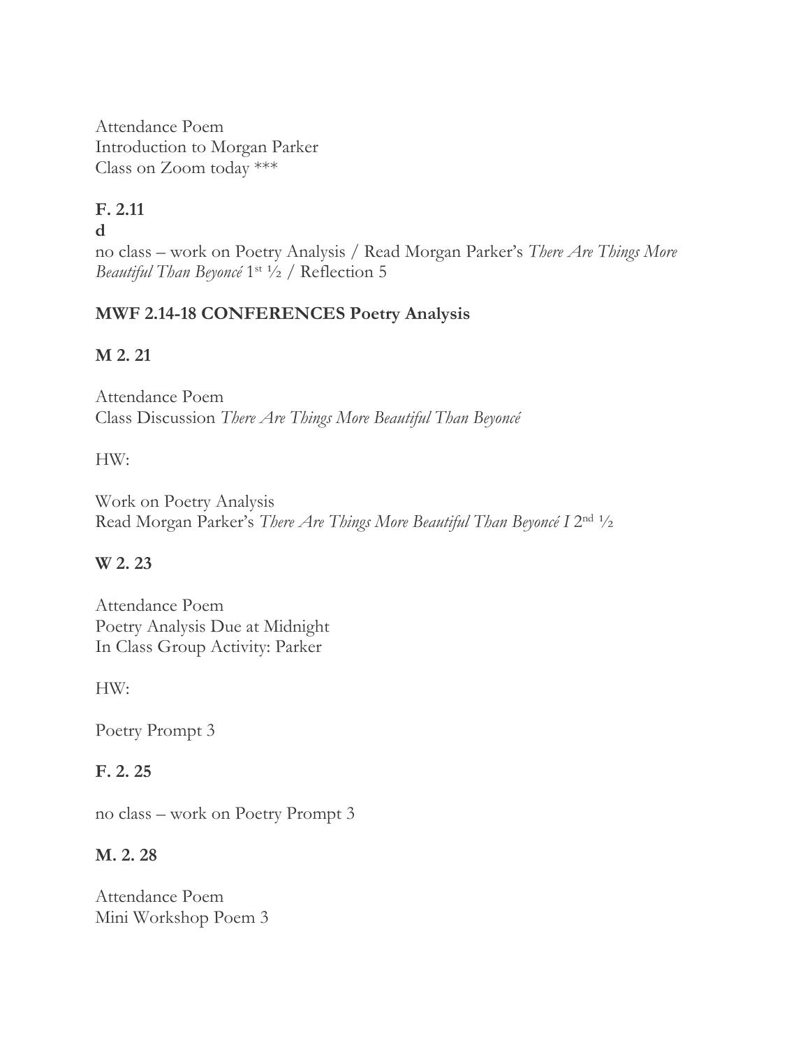Attendance Poem
Introduction to Morgan Parker
Class on Zoom today ***

**F. 2.11**
**d**
no class – work on Poetry Analysis / Read Morgan Parker's *There Are Things More Beautiful Than Beyoncé* 1st ½ / Reflection 5

**MWF 2.14-18 CONFERENCES Poetry Analysis**

**M 2. 21**

Attendance Poem
Class Discussion *There Are Things More Beautiful Than Beyoncé*

HW:

Work on Poetry Analysis
Read Morgan Parker's *There Are Things More Beautiful Than Beyoncé I* 2nd ½

**W 2. 23**

Attendance Poem
Poetry Analysis Due at Midnight
In Class Group Activity: Parker

HW:

Poetry Prompt 3

**F. 2. 25**

no class – work on Poetry Prompt 3

**M. 2. 28**

Attendance Poem
Mini Workshop Poem 3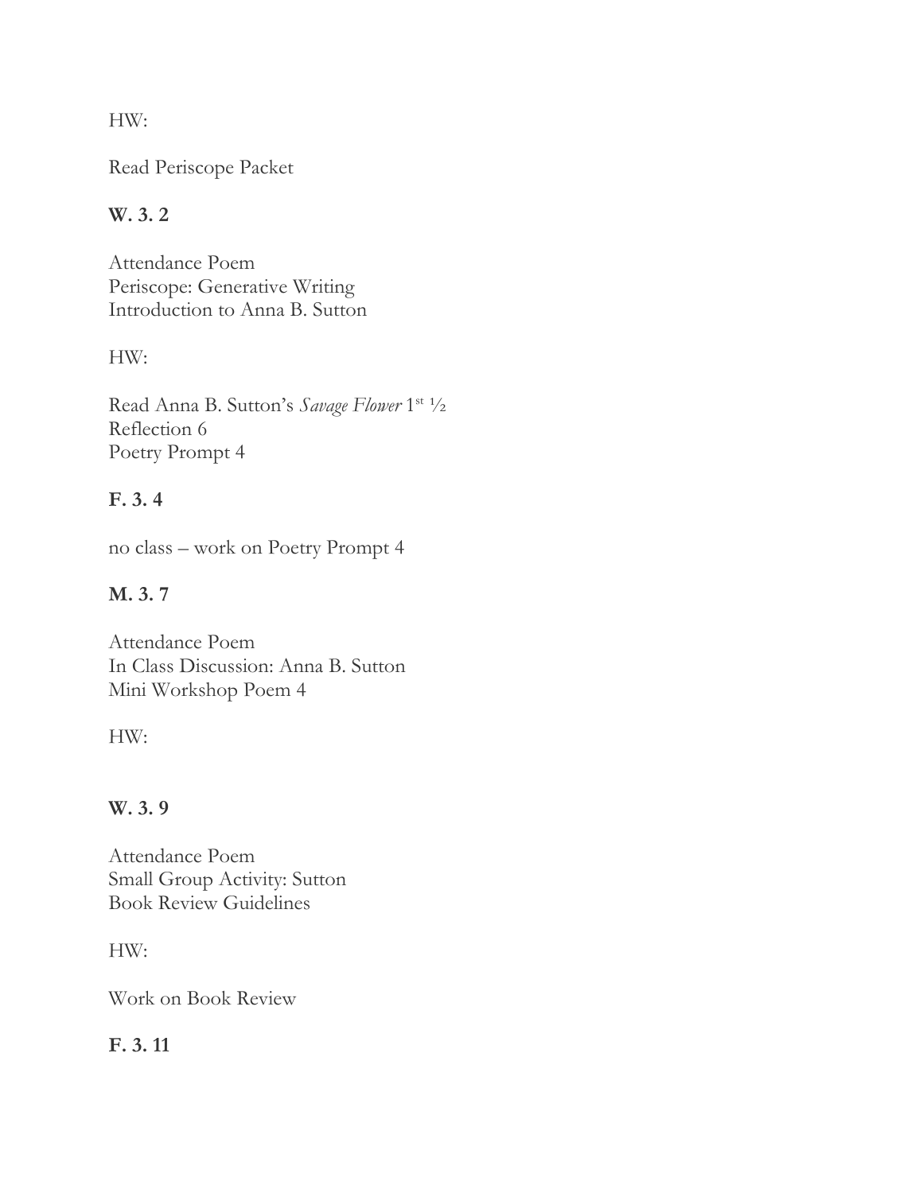HW:

Read Periscope Packet

**W. 3. 2**

Attendance Poem
Periscope: Generative Writing
Introduction to Anna B. Sutton

HW:

Read Anna B. Sutton's *Savage Flower* 1st ½
Reflection 6
Poetry Prompt 4

**F. 3. 4**

no class – work on Poetry Prompt 4

**M. 3. 7**

Attendance Poem
In Class Discussion: Anna B. Sutton
Mini Workshop Poem 4

HW:

**W. 3. 9**

Attendance Poem
Small Group Activity: Sutton
Book Review Guidelines

HW:

Work on Book Review

**F. 3. 11**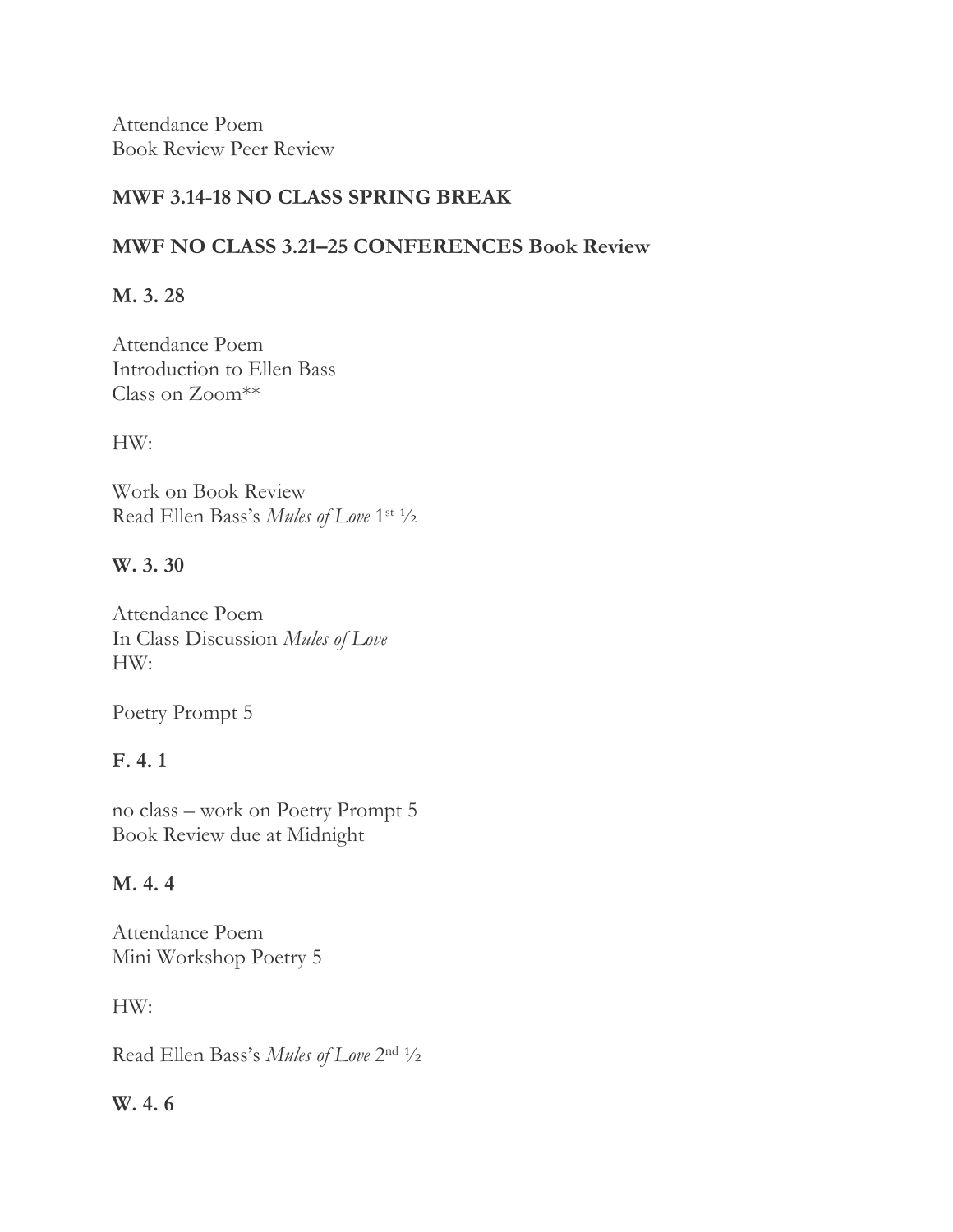Attendance Poem
Book Review Peer Review

**MWF 3.14-18 NO CLASS SPRING BREAK**

**MWF NO CLASS 3.21–25 CONFERENCES Book Review**

**M. 3. 28**

Attendance Poem
Introduction to Ellen Bass
Class on Zoom**

HW:

Work on Book Review
Read Ellen Bass's *Mules of Love* 1st ½

**W. 3. 30**

Attendance Poem
In Class Discussion *Mules of Love*
HW:

Poetry Prompt 5

**F. 4. 1**

no class – work on Poetry Prompt 5
Book Review due at Midnight

**M. 4. 4**

Attendance Poem
Mini Workshop Poetry 5

HW:

Read Ellen Bass's *Mules of Love* 2nd ½

**W. 4. 6**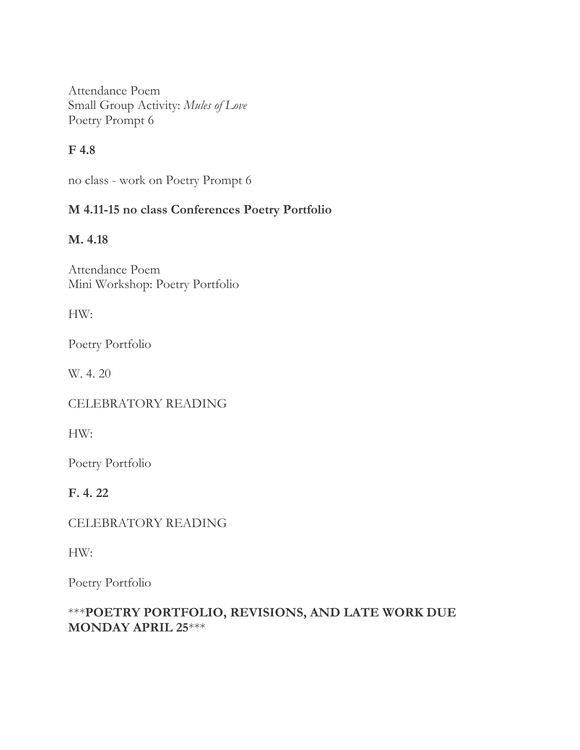Attendance Poem
Small Group Activity: *Mules of Love*
Poetry Prompt 6

**F 4.8**

no class - work on Poetry Prompt 6

**M 4.11-15 no class Conferences Poetry Portfolio**

**M. 4.18**

Attendance Poem
Mini Workshop: Poetry Portfolio

HW:

Poetry Portfolio

W. 4. 20

CELEBRATORY READING

HW:

Poetry Portfolio

**F. 4. 22**

CELEBRATORY READING

HW:

Poetry Portfolio

***POETRY PORTFOLIO, REVISIONS, AND LATE WORK DUE MONDAY APRIL 25***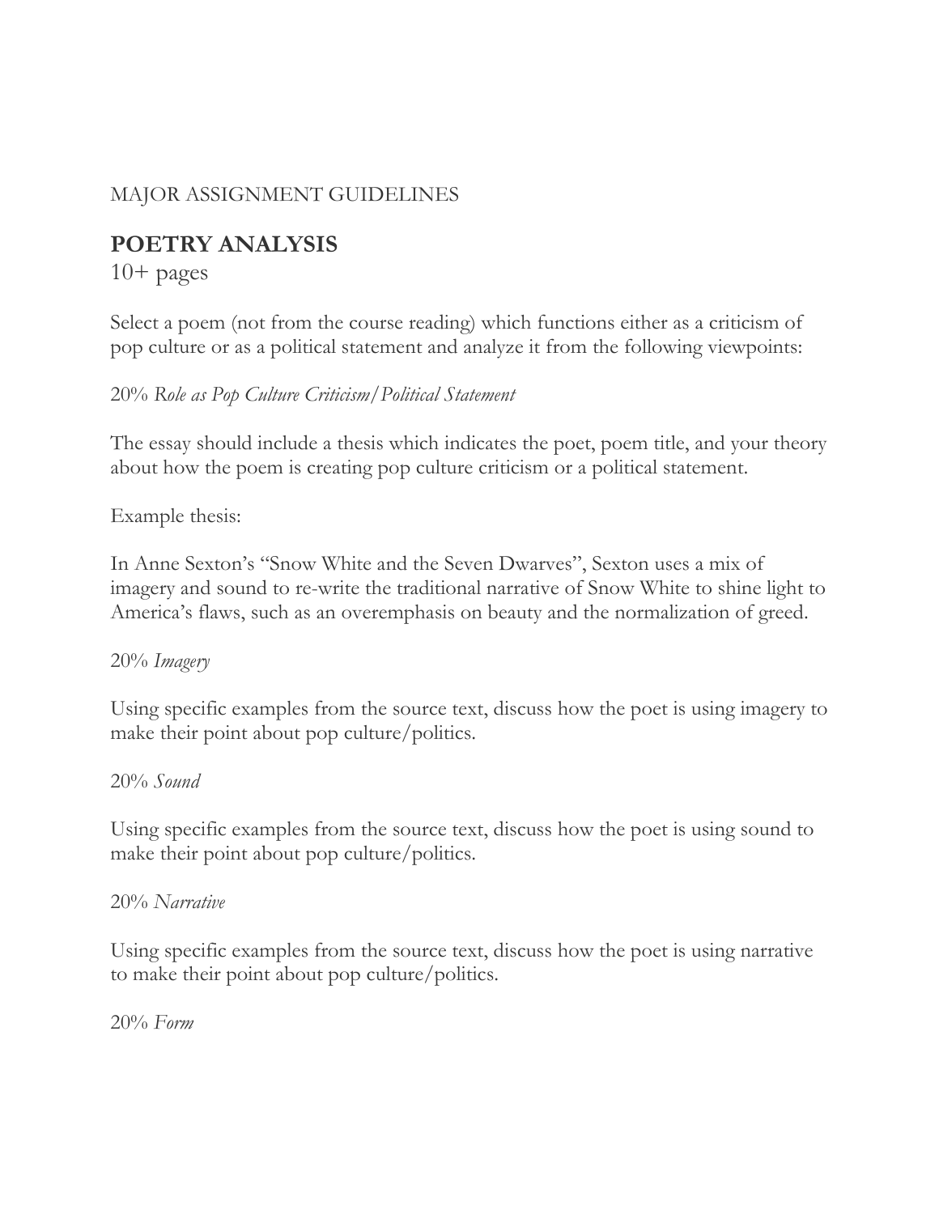MAJOR ASSIGNMENT GUIDELINES

## POETRY ANALYSIS

10+ pages

Select a poem (not from the course reading) which functions either as a criticism of pop culture or as a political statement and analyze it from the following viewpoints:

20% *Role as Pop Culture Criticism/Political Statement*

The essay should include a thesis which indicates the poet, poem title, and your theory about how the poem is creating pop culture criticism or a political statement.

Example thesis:

In Anne Sexton's "Snow White and the Seven Dwarves", Sexton uses a mix of imagery and sound to re-write the traditional narrative of Snow White to shine light to America's flaws, such as an overemphasis on beauty and the normalization of greed.

20% *Imagery*

Using specific examples from the source text, discuss how the poet is using imagery to make their point about pop culture/politics.

20% *Sound*

Using specific examples from the source text, discuss how the poet is using sound to make their point about pop culture/politics.

20% *Narrative*

Using specific examples from the source text, discuss how the poet is using narrative to make their point about pop culture/politics.

20% *Form*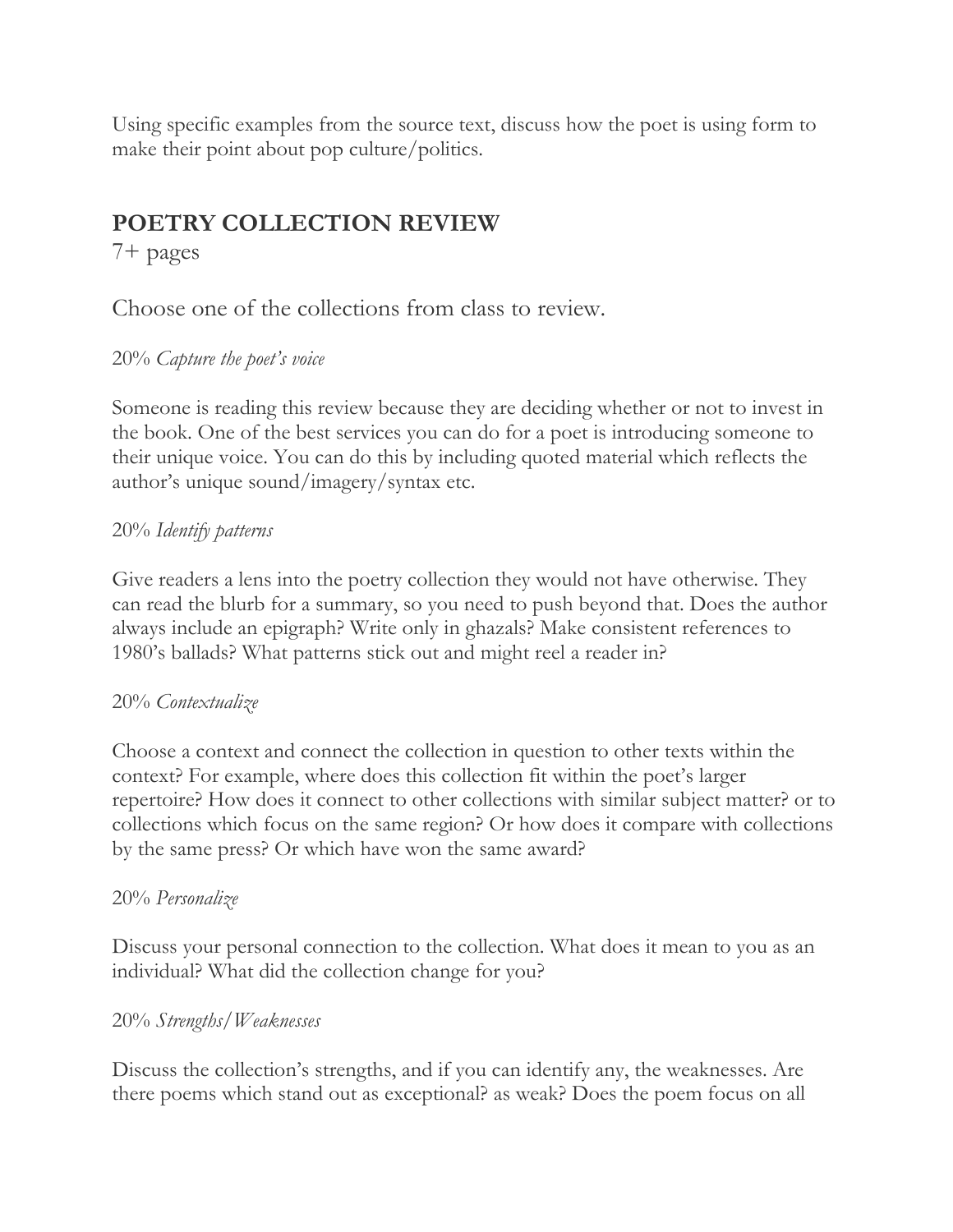Using specific examples from the source text, discuss how the poet is using form to make their point about pop culture/politics.

## POETRY COLLECTION REVIEW

7+ pages

Choose one of the collections from class to review.

20% *Capture the poet's voice*

Someone is reading this review because they are deciding whether or not to invest in the book. One of the best services you can do for a poet is introducing someone to their unique voice. You can do this by including quoted material which reflects the author's unique sound/imagery/syntax etc.

20% *Identify patterns*

Give readers a lens into the poetry collection they would not have otherwise. They can read the blurb for a summary, so you need to push beyond that. Does the author always include an epigraph? Write only in ghazals? Make consistent references to 1980's ballads? What patterns stick out and might reel a reader in?

20% *Contextualize*

Choose a context and connect the collection in question to other texts within the context? For example, where does this collection fit within the poet's larger repertoire? How does it connect to other collections with similar subject matter? or to collections which focus on the same region? Or how does it compare with collections by the same press? Or which have won the same award?

20% *Personalize*

Discuss your personal connection to the collection. What does it mean to you as an individual? What did the collection change for you?

20% *Strengths/Weaknesses*

Discuss the collection's strengths, and if you can identify any, the weaknesses. Are there poems which stand out as exceptional? as weak? Does the poem focus on all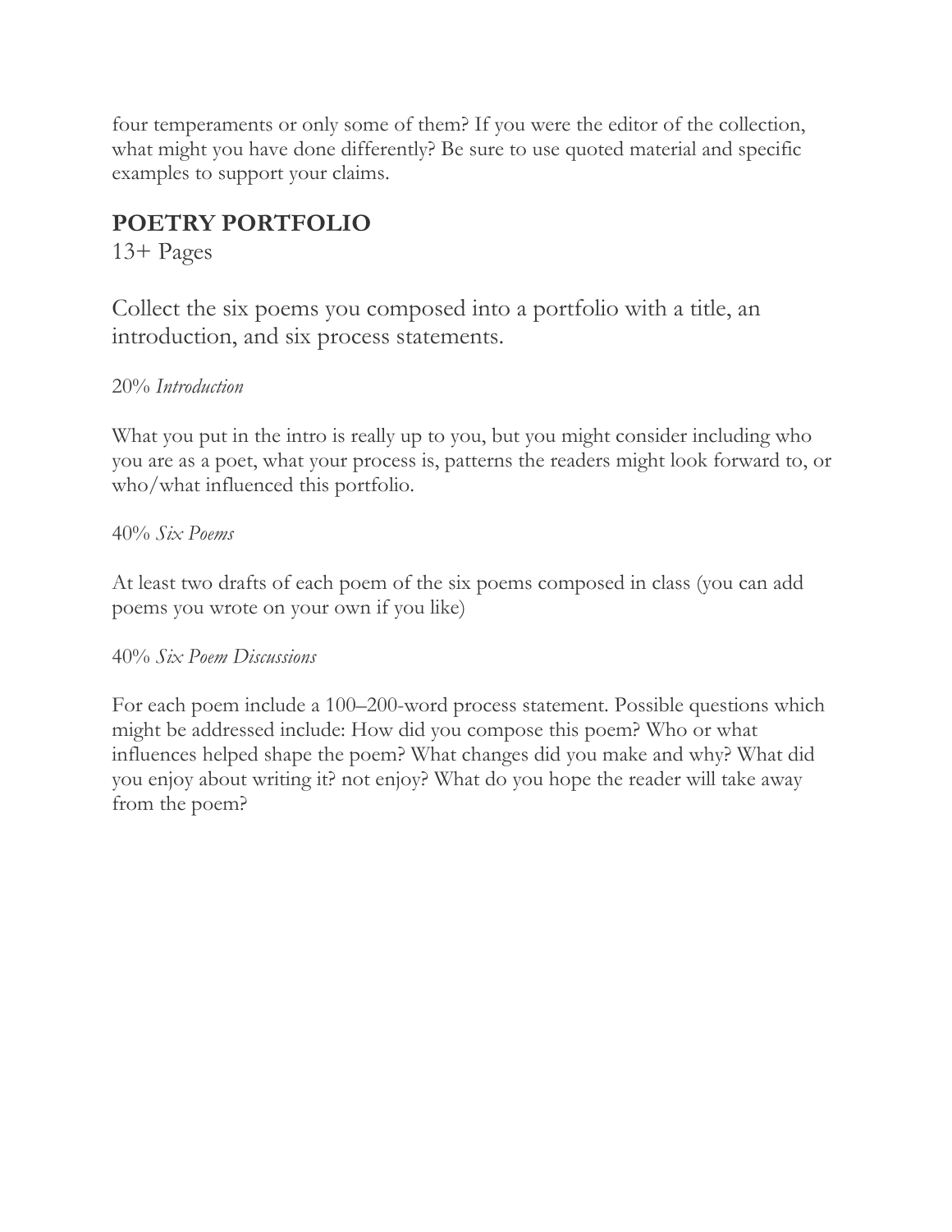four temperaments or only some of them? If you were the editor of the collection, what might you have done differently? Be sure to use quoted material and specific examples to support your claims.

## POETRY PORTFOLIO

13+ Pages

Collect the six poems you composed into a portfolio with a title, an introduction, and six process statements.

20% *Introduction*

What you put in the intro is really up to you, but you might consider including who you are as a poet, what your process is, patterns the readers might look forward to, or who/what influenced this portfolio.

40% *Six Poems*

At least two drafts of each poem of the six poems composed in class (you can add poems you wrote on your own if you like)

40% *Six Poem Discussions*

For each poem include a 100–200-word process statement. Possible questions which might be addressed include: How did you compose this poem? Who or what influences helped shape the poem? What changes did you make and why? What did you enjoy about writing it? not enjoy? What do you hope the reader will take away from the poem?